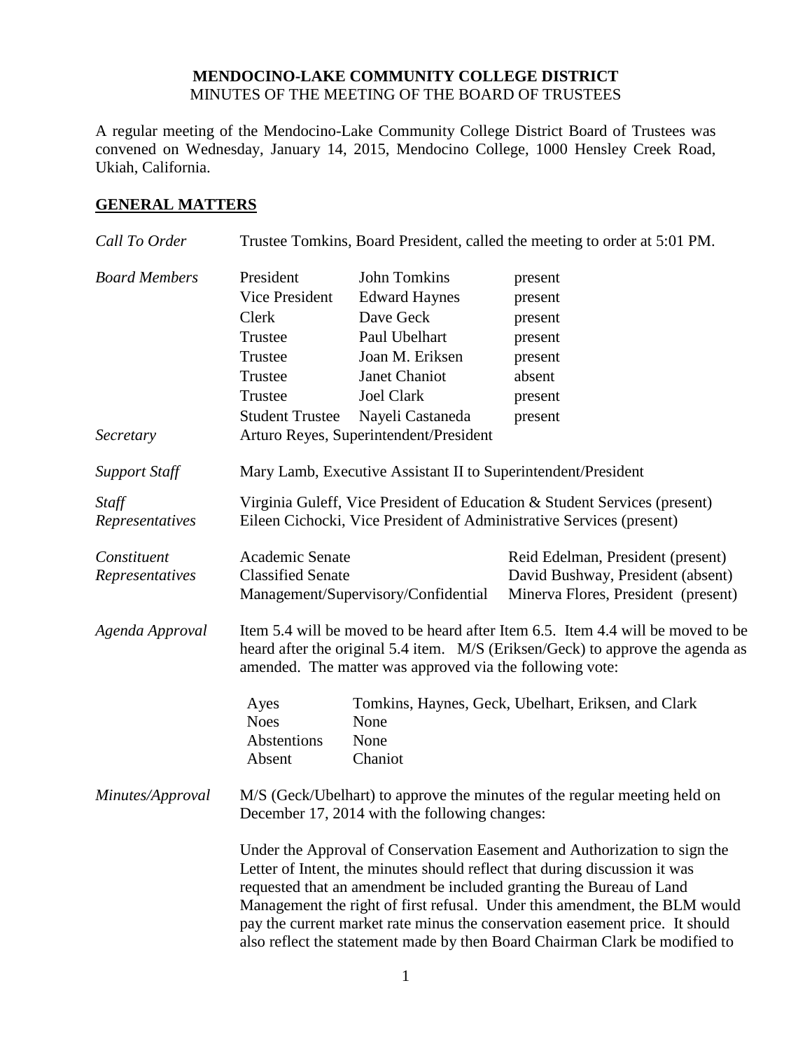**MENDOCINO-LAKE COMMUNITY COLLEGE DISTRICT**
MINUTES OF THE MEETING OF THE BOARD OF TRUSTEES

A regular meeting of the Mendocino-Lake Community College District Board of Trustees was convened on Wednesday, January 14, 2015, Mendocino College, 1000 Hensley Creek Road, Ukiah, California.

## GENERAL MATTERS

*Call To Order* — Trustee Tomkins, Board President, called the meeting to order at 5:01 PM.

*Board Members*

| | | |
|---|---|---|
| President | John Tomkins | present |
| Vice President | Edward Haynes | present |
| Clerk | Dave Geck | present |
| Trustee | Paul Ubelhart | present |
| Trustee | Joan M. Eriksen | present |
| Trustee | Janet Chaniot | absent |
| Trustee | Joel Clark | present |
| Student Trustee | Nayeli Castaneda | present |

*Secretary* — Arturo Reyes, Superintendent/President

*Support Staff* — Mary Lamb, Executive Assistant II to Superintendent/President

*Staff Representatives* — Virginia Guleff, Vice President of Education & Student Services (present)
Eileen Cichocki, Vice President of Administrative Services (present)

*Constituent Representatives*

| | |
|---|---|
| Academic Senate | Reid Edelman, President (present) |
| Classified Senate | David Bushway, President (absent) |
| Management/Supervisory/Confidential | Minerva Flores, President (present) |

*Agenda Approval* — Item 5.4 will be moved to be heard after Item 6.5. Item 4.4 will be moved to be heard after the original 5.4 item. M/S (Eriksen/Geck) to approve the agenda as amended. The matter was approved via the following vote:

| | |
|---|---|
| Ayes | Tomkins, Haynes, Geck, Ubelhart, Eriksen, and Clark |
| Noes | None |
| Abstentions | None |
| Absent | Chaniot |

*Minutes/Approval* — M/S (Geck/Ubelhart) to approve the minutes of the regular meeting held on December 17, 2014 with the following changes:

Under the Approval of Conservation Easement and Authorization to sign the Letter of Intent, the minutes should reflect that during discussion it was requested that an amendment be included granting the Bureau of Land Management the right of first refusal. Under this amendment, the BLM would pay the current market rate minus the conservation easement price. It should also reflect the statement made by then Board Chairman Clark be modified to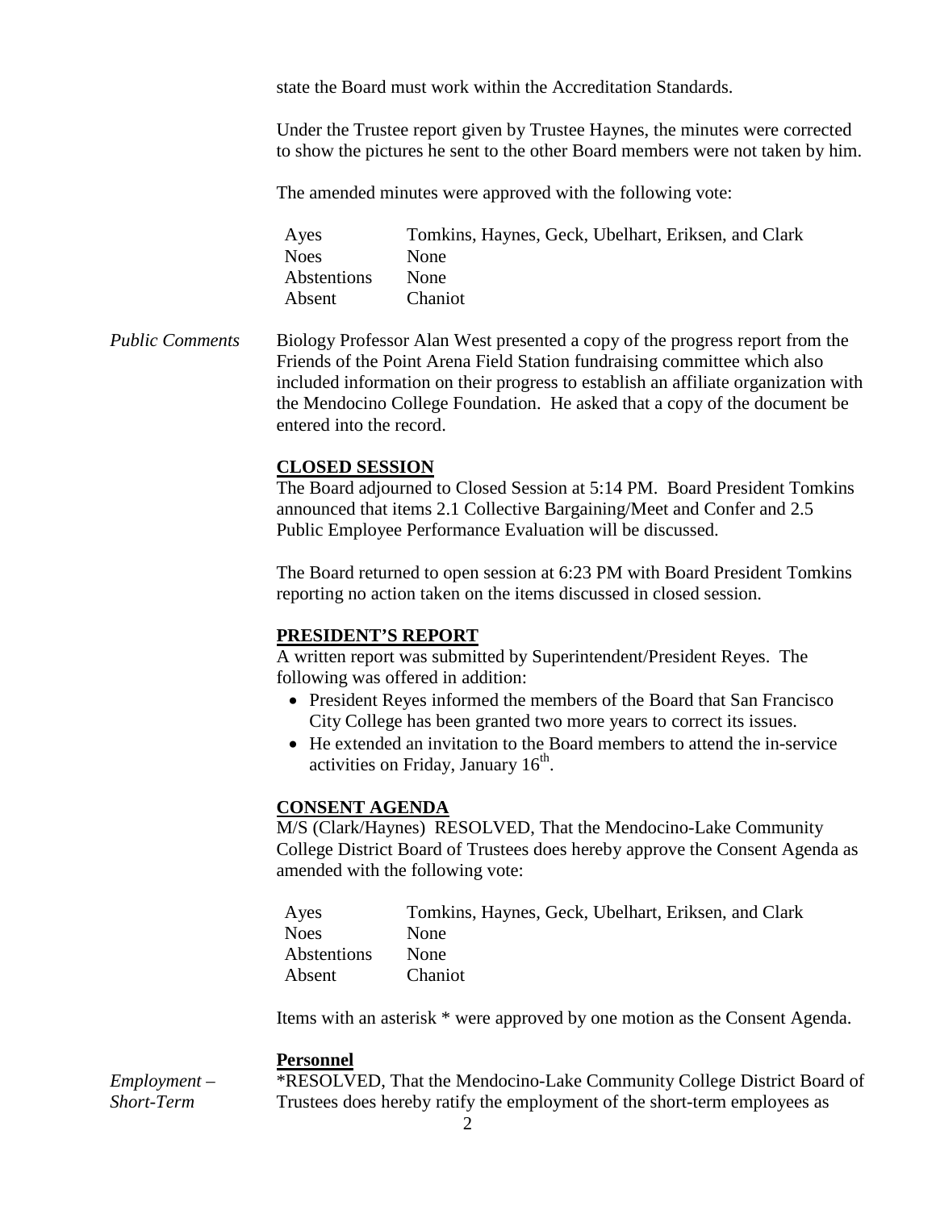state the Board must work within the Accreditation Standards.

Under the Trustee report given by Trustee Haynes, the minutes were corrected to show the pictures he sent to the other Board members were not taken by him.

The amended minutes were approved with the following vote:

| | |
|---|---|
| Ayes | Tomkins, Haynes, Geck, Ubelhart, Eriksen, and Clark |
| Noes | None |
| Abstentions | None |
| Absent | Chaniot |

*Public Comments*

Biology Professor Alan West presented a copy of the progress report from the Friends of the Point Arena Field Station fundraising committee which also included information on their progress to establish an affiliate organization with the Mendocino College Foundation. He asked that a copy of the document be entered into the record.

**CLOSED SESSION**

The Board adjourned to Closed Session at 5:14 PM. Board President Tomkins announced that items 2.1 Collective Bargaining/Meet and Confer and 2.5 Public Employee Performance Evaluation will be discussed.

The Board returned to open session at 6:23 PM with Board President Tomkins reporting no action taken on the items discussed in closed session.

**PRESIDENT'S REPORT**

A written report was submitted by Superintendent/President Reyes. The following was offered in addition:

- President Reyes informed the members of the Board that San Francisco City College has been granted two more years to correct its issues.
- He extended an invitation to the Board members to attend the in-service activities on Friday, January 16th.

**CONSENT AGENDA**

M/S (Clark/Haynes) RESOLVED, That the Mendocino-Lake Community College District Board of Trustees does hereby approve the Consent Agenda as amended with the following vote:

| | |
|---|---|
| Ayes | Tomkins, Haynes, Geck, Ubelhart, Eriksen, and Clark |
| Noes | None |
| Abstentions | None |
| Absent | Chaniot |

Items with an asterisk * were approved by one motion as the Consent Agenda.

**Personnel**

*Employment – Short-Term*

*RESOLVED, That the Mendocino-Lake Community College District Board of Trustees does hereby ratify the employment of the short-term employees as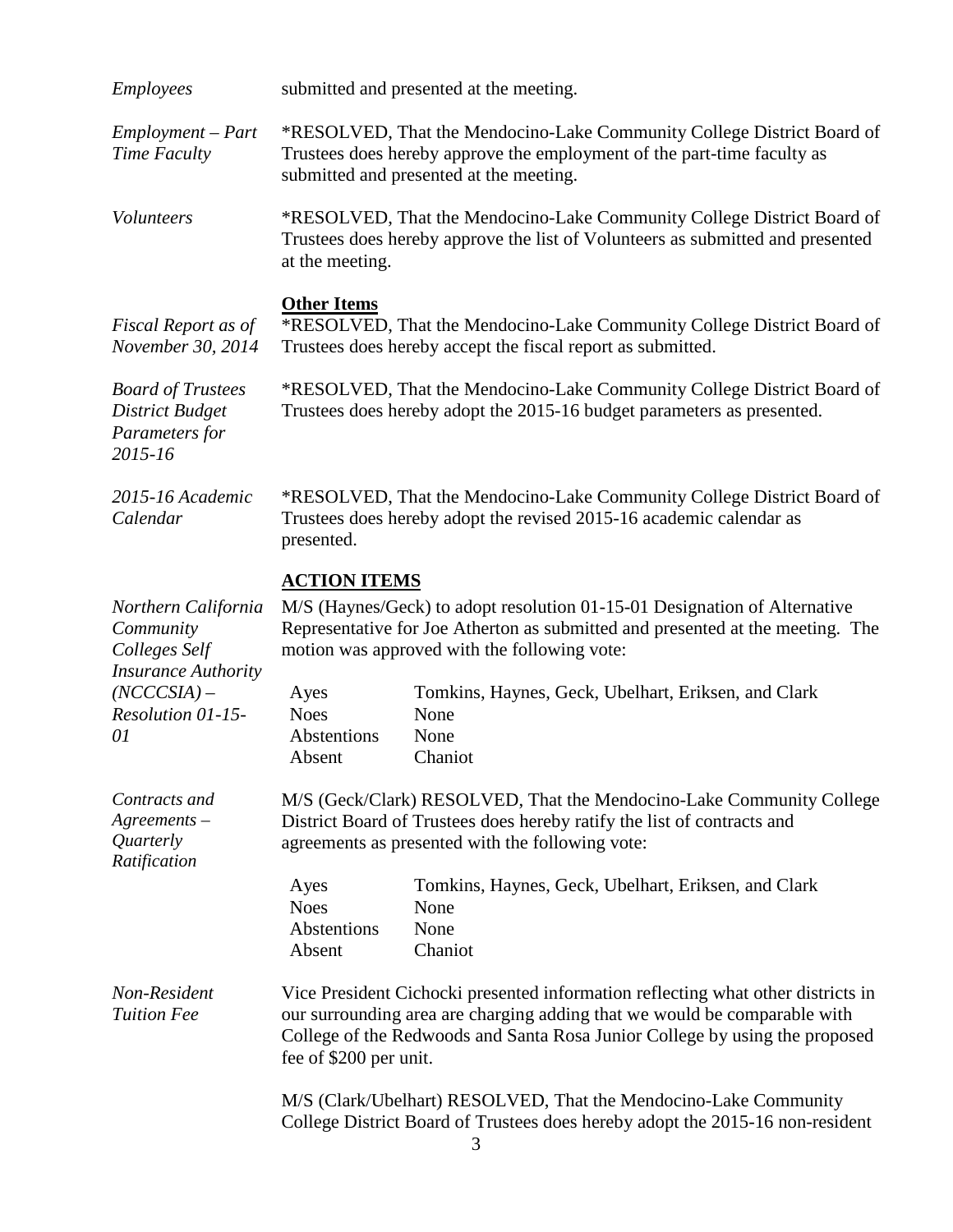*Employees* submitted and presented at the meeting.

*Employment – Part Time Faculty*

*RESOLVED, That the Mendocino-Lake Community College District Board of Trustees does hereby approve the employment of the part-time faculty as submitted and presented at the meeting.

*Volunteers*

*RESOLVED, That the Mendocino-Lake Community College District Board of Trustees does hereby approve the list of Volunteers as submitted and presented at the meeting.

**Other Items**

*Fiscal Report as of November 30, 2014*

*RESOLVED, That the Mendocino-Lake Community College District Board of Trustees does hereby accept the fiscal report as submitted.

*Board of Trustees District Budget Parameters for 2015-16*

*RESOLVED, That the Mendocino-Lake Community College District Board of Trustees does hereby adopt the 2015-16 budget parameters as presented.

*2015-16 Academic Calendar*

*RESOLVED, That the Mendocino-Lake Community College District Board of Trustees does hereby adopt the revised 2015-16 academic calendar as presented.

**ACTION ITEMS**

*Northern California Community Colleges Self Insurance Authority (NCCCSIA) – Resolution 01-15-01*

M/S (Haynes/Geck) to adopt resolution 01-15-01 Designation of Alternative Representative for Joe Atherton as submitted and presented at the meeting. The motion was approved with the following vote:

| | |
|---|---|
| Ayes | Tomkins, Haynes, Geck, Ubelhart, Eriksen, and Clark |
| Noes | None |
| Abstentions | None |
| Absent | Chaniot |

*Contracts and Agreements – Quarterly Ratification*

M/S (Geck/Clark) RESOLVED, That the Mendocino-Lake Community College District Board of Trustees does hereby ratify the list of contracts and agreements as presented with the following vote:

| | |
|---|---|
| Ayes | Tomkins, Haynes, Geck, Ubelhart, Eriksen, and Clark |
| Noes | None |
| Abstentions | None |
| Absent | Chaniot |

*Non-Resident Tuition Fee*

Vice President Cichocki presented information reflecting what other districts in our surrounding area are charging adding that we would be comparable with College of the Redwoods and Santa Rosa Junior College by using the proposed fee of $200 per unit.

M/S (Clark/Ubelhart) RESOLVED, That the Mendocino-Lake Community College District Board of Trustees does hereby adopt the 2015-16 non-resident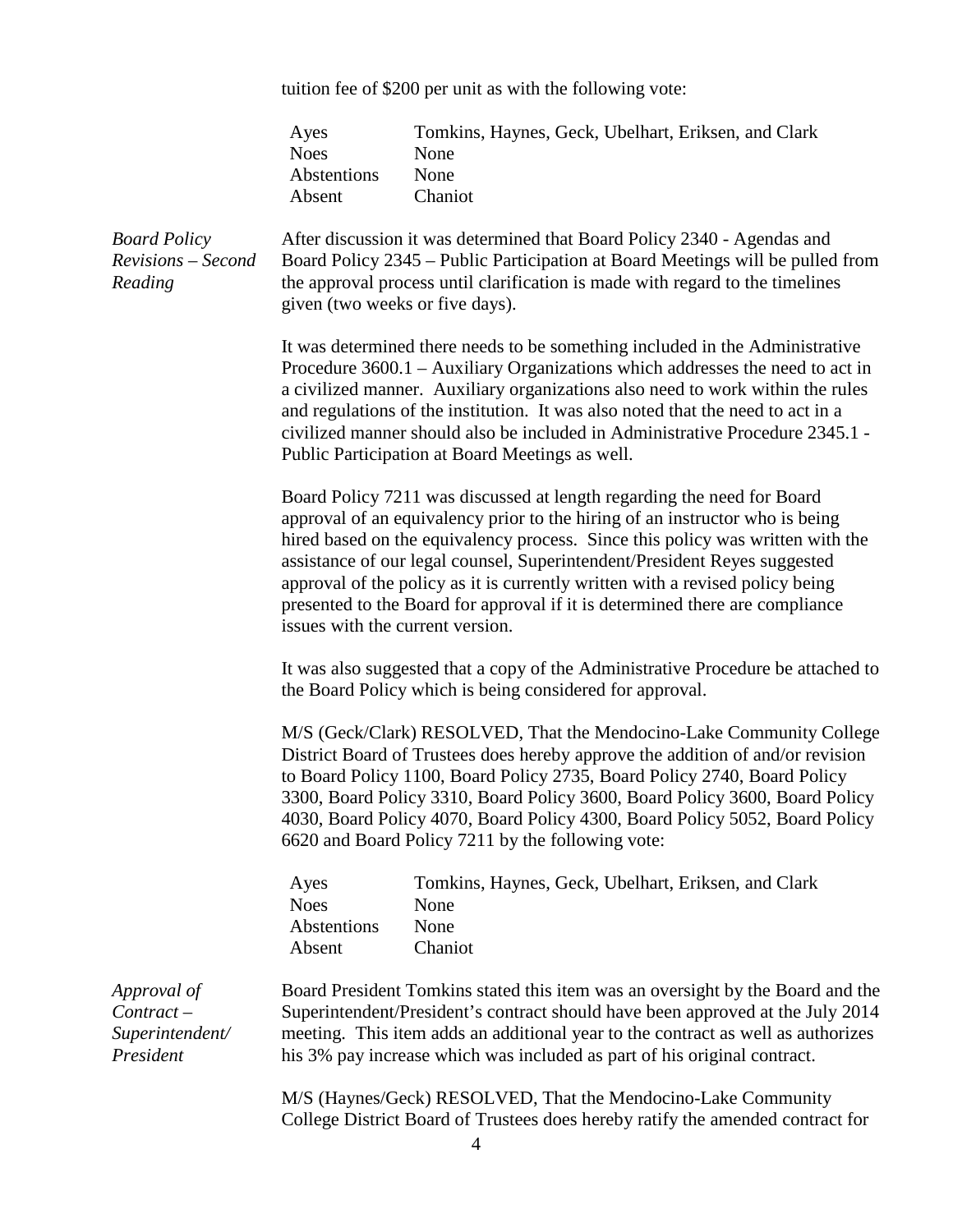tuition fee of $200 per unit as with the following vote:

| | |
|---|---|
| Ayes | Tomkins, Haynes, Geck, Ubelhart, Eriksen, and Clark |
| Noes | None |
| Abstentions | None |
| Absent | Chaniot |

*Board Policy Revisions – Second Reading*

After discussion it was determined that Board Policy 2340 - Agendas and Board Policy 2345 – Public Participation at Board Meetings will be pulled from the approval process until clarification is made with regard to the timelines given (two weeks or five days).

It was determined there needs to be something included in the Administrative Procedure 3600.1 – Auxiliary Organizations which addresses the need to act in a civilized manner. Auxiliary organizations also need to work within the rules and regulations of the institution. It was also noted that the need to act in a civilized manner should also be included in Administrative Procedure 2345.1 - Public Participation at Board Meetings as well.

Board Policy 7211 was discussed at length regarding the need for Board approval of an equivalency prior to the hiring of an instructor who is being hired based on the equivalency process. Since this policy was written with the assistance of our legal counsel, Superintendent/President Reyes suggested approval of the policy as it is currently written with a revised policy being presented to the Board for approval if it is determined there are compliance issues with the current version.

It was also suggested that a copy of the Administrative Procedure be attached to the Board Policy which is being considered for approval.

M/S (Geck/Clark) RESOLVED, That the Mendocino-Lake Community College District Board of Trustees does hereby approve the addition of and/or revision to Board Policy 1100, Board Policy 2735, Board Policy 2740, Board Policy 3300, Board Policy 3310, Board Policy 3600, Board Policy 3600, Board Policy 4030, Board Policy 4070, Board Policy 4300, Board Policy 5052, Board Policy 6620 and Board Policy 7211 by the following vote:

| | |
|---|---|
| Ayes | Tomkins, Haynes, Geck, Ubelhart, Eriksen, and Clark |
| Noes | None |
| Abstentions | None |
| Absent | Chaniot |

*Approval of Contract – Superintendent/ President*

Board President Tomkins stated this item was an oversight by the Board and the Superintendent/President's contract should have been approved at the July 2014 meeting. This item adds an additional year to the contract as well as authorizes his 3% pay increase which was included as part of his original contract.

M/S (Haynes/Geck) RESOLVED, That the Mendocino-Lake Community College District Board of Trustees does hereby ratify the amended contract for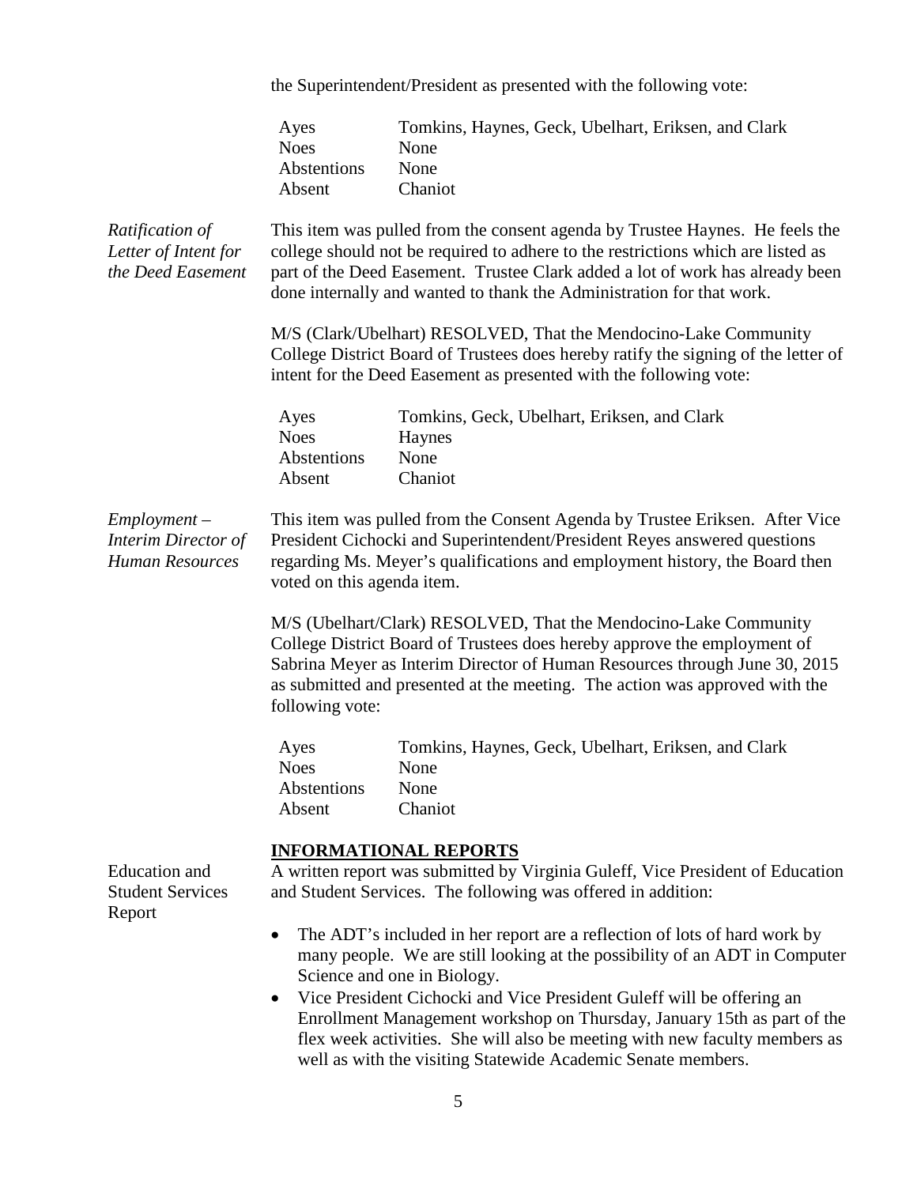the Superintendent/President as presented with the following vote:

| | |
|---|---|
| Ayes | Tomkins, Haynes, Geck, Ubelhart, Eriksen, and Clark |
| Noes | None |
| Abstentions | None |
| Absent | Chaniot |

*Ratification of Letter of Intent for the Deed Easement*

This item was pulled from the consent agenda by Trustee Haynes. He feels the college should not be required to adhere to the restrictions which are listed as part of the Deed Easement. Trustee Clark added a lot of work has already been done internally and wanted to thank the Administration for that work.

M/S (Clark/Ubelhart) RESOLVED, That the Mendocino-Lake Community College District Board of Trustees does hereby ratify the signing of the letter of intent for the Deed Easement as presented with the following vote:

| | |
|---|---|
| Ayes | Tomkins, Geck, Ubelhart, Eriksen, and Clark |
| Noes | Haynes |
| Abstentions | None |
| Absent | Chaniot |

*Employment – Interim Director of Human Resources*

This item was pulled from the Consent Agenda by Trustee Eriksen. After Vice President Cichocki and Superintendent/President Reyes answered questions regarding Ms. Meyer's qualifications and employment history, the Board then voted on this agenda item.

M/S (Ubelhart/Clark) RESOLVED, That the Mendocino-Lake Community College District Board of Trustees does hereby approve the employment of Sabrina Meyer as Interim Director of Human Resources through June 30, 2015 as submitted and presented at the meeting. The action was approved with the following vote:

| | |
|---|---|
| Ayes | Tomkins, Haynes, Geck, Ubelhart, Eriksen, and Clark |
| Noes | None |
| Abstentions | None |
| Absent | Chaniot |

## INFORMATIONAL REPORTS

Education and Student Services Report

A written report was submitted by Virginia Guleff, Vice President of Education and Student Services. The following was offered in addition:

- The ADT's included in her report are a reflection of lots of hard work by many people. We are still looking at the possibility of an ADT in Computer Science and one in Biology.
- Vice President Cichocki and Vice President Guleff will be offering an Enrollment Management workshop on Thursday, January 15th as part of the flex week activities. She will also be meeting with new faculty members as well as with the visiting Statewide Academic Senate members.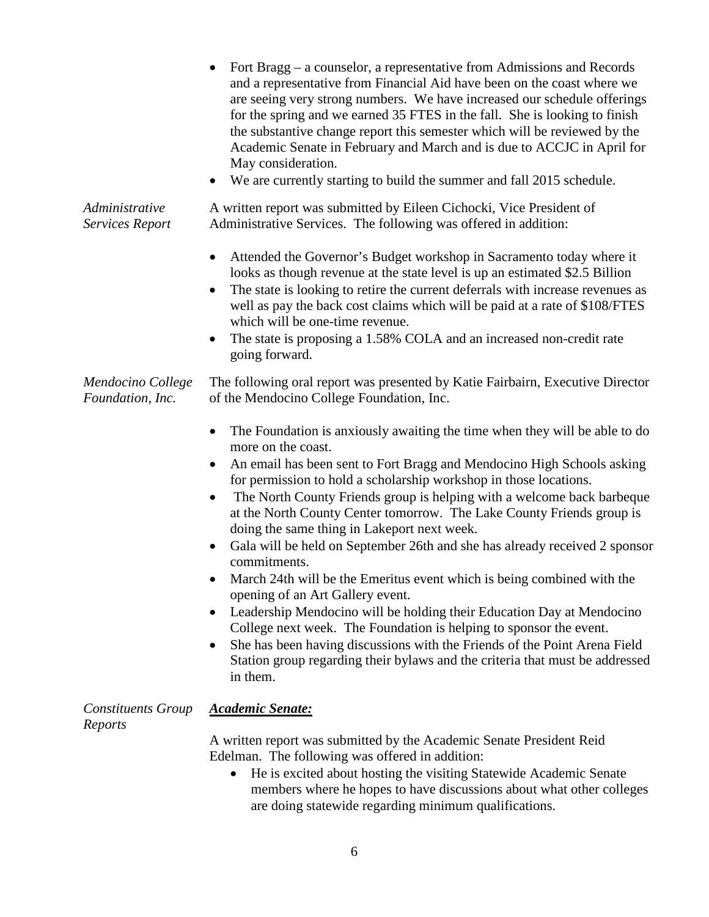- Fort Bragg – a counselor, a representative from Admissions and Records and a representative from Financial Aid have been on the coast where we are seeing very strong numbers. We have increased our schedule offerings for the spring and we earned 35 FTES in the fall. She is looking to finish the substantive change report this semester which will be reviewed by the Academic Senate in February and March and is due to ACCJC in April for May consideration.
- We are currently starting to build the summer and fall 2015 schedule.

*Administrative Services Report*

A written report was submitted by Eileen Cichocki, Vice President of Administrative Services. The following was offered in addition:

- Attended the Governor's Budget workshop in Sacramento today where it looks as though revenue at the state level is up an estimated $2.5 Billion
- The state is looking to retire the current deferrals with increase revenues as well as pay the back cost claims which will be paid at a rate of $108/FTES which will be one-time revenue.
- The state is proposing a 1.58% COLA and an increased non-credit rate going forward.

*Mendocino College Foundation, Inc.*

The following oral report was presented by Katie Fairbairn, Executive Director of the Mendocino College Foundation, Inc.

- The Foundation is anxiously awaiting the time when they will be able to do more on the coast.
- An email has been sent to Fort Bragg and Mendocino High Schools asking for permission to hold a scholarship workshop in those locations.
- The North County Friends group is helping with a welcome back barbeque at the North County Center tomorrow. The Lake County Friends group is doing the same thing in Lakeport next week.
- Gala will be held on September 26th and she has already received 2 sponsor commitments.
- March 24th will be the Emeritus event which is being combined with the opening of an Art Gallery event.
- Leadership Mendocino will be holding their Education Day at Mendocino College next week. The Foundation is helping to sponsor the event.
- She has been having discussions with the Friends of the Point Arena Field Station group regarding their bylaws and the criteria that must be addressed in them.

*Constituents Group Reports*

***Academic Senate:***

A written report was submitted by the Academic Senate President Reid Edelman. The following was offered in addition:

- He is excited about hosting the visiting Statewide Academic Senate members where he hopes to have discussions about what other colleges are doing statewide regarding minimum qualifications.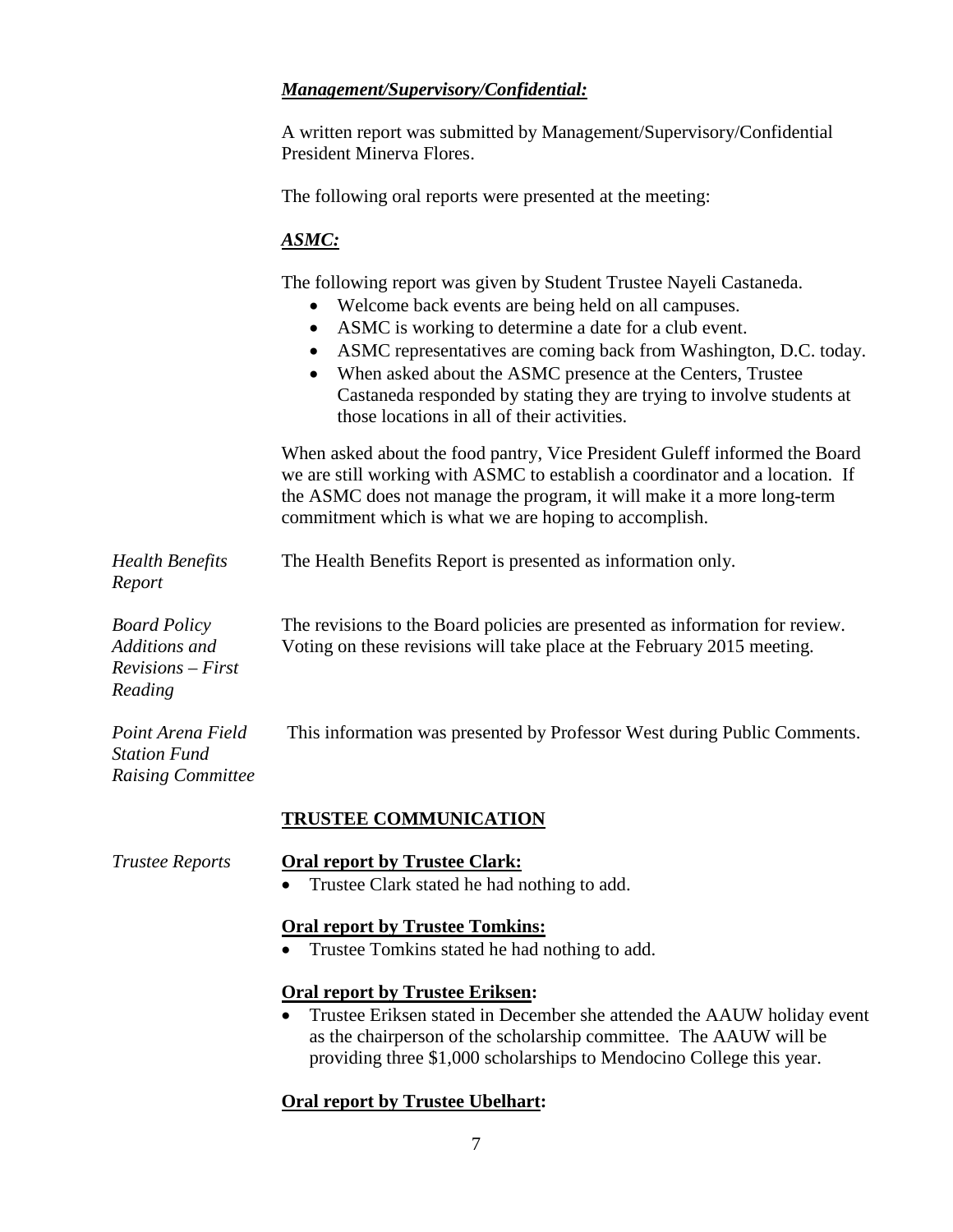***Management/Supervisory/Confidential:***

A written report was submitted by Management/Supervisory/Confidential President Minerva Flores.

The following oral reports were presented at the meeting:

***ASMC:***

The following report was given by Student Trustee Nayeli Castaneda.

- Welcome back events are being held on all campuses.
- ASMC is working to determine a date for a club event.
- ASMC representatives are coming back from Washington, D.C. today.
- When asked about the ASMC presence at the Centers, Trustee Castaneda responded by stating they are trying to involve students at those locations in all of their activities.

When asked about the food pantry, Vice President Guleff informed the Board we are still working with ASMC to establish a coordinator and a location. If the ASMC does not manage the program, it will make it a more long-term commitment which is what we are hoping to accomplish.

*Health Benefits Report*

The Health Benefits Report is presented as information only.

*Board Policy Additions and Revisions – First Reading*

The revisions to the Board policies are presented as information for review. Voting on these revisions will take place at the February 2015 meeting.

*Point Arena Field Station Fund Raising Committee*

This information was presented by Professor West during Public Comments.

## TRUSTEE COMMUNICATION

*Trustee Reports*

**Oral report by Trustee Clark:**

- Trustee Clark stated he had nothing to add.

**Oral report by Trustee Tomkins:**

- Trustee Tomkins stated he had nothing to add.

**Oral report by Trustee Eriksen:**

- Trustee Eriksen stated in December she attended the AAUW holiday event as the chairperson of the scholarship committee. The AAUW will be providing three $1,000 scholarships to Mendocino College this year.

**Oral report by Trustee Ubelhart:**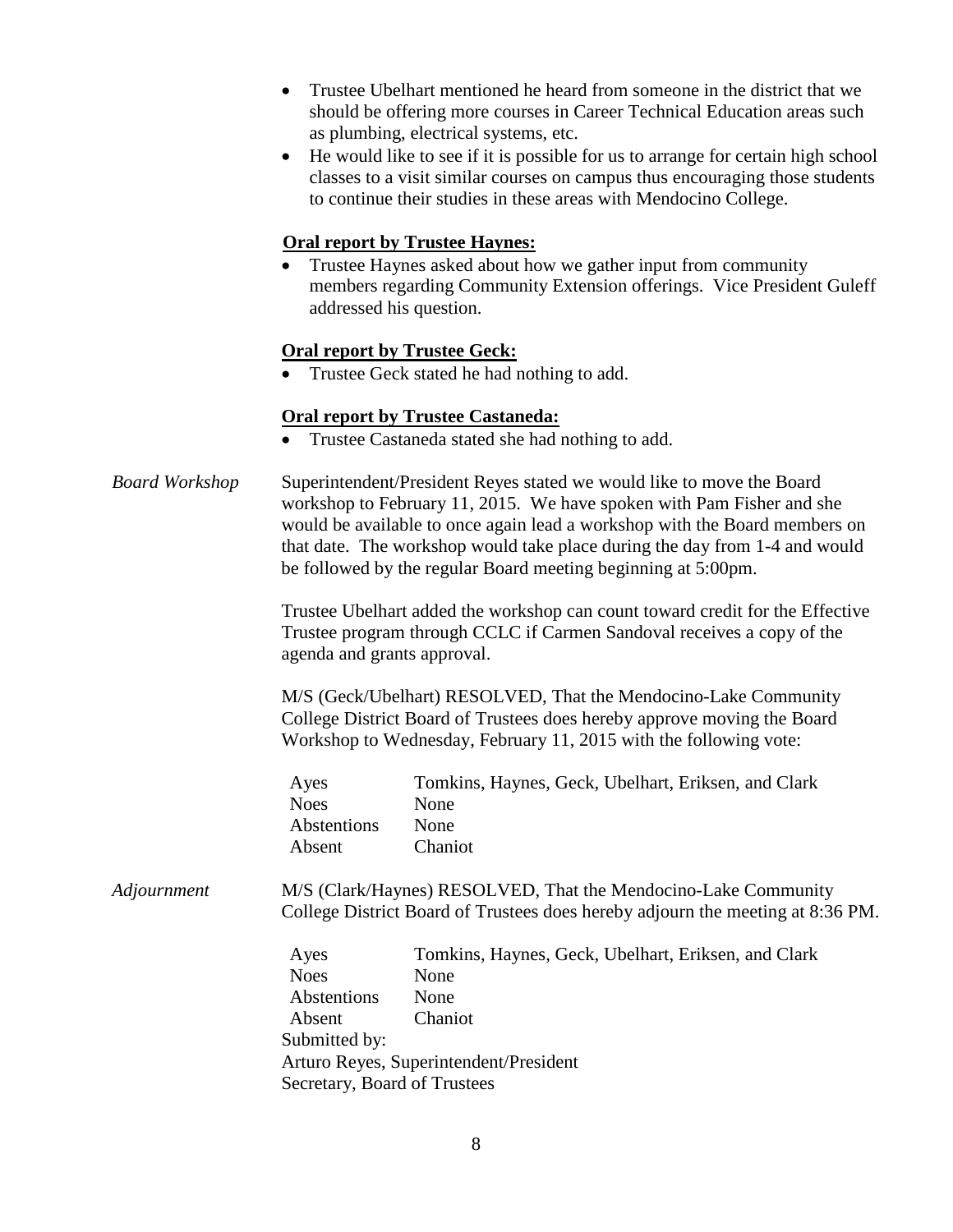- Trustee Ubelhart mentioned he heard from someone in the district that we should be offering more courses in Career Technical Education areas such as plumbing, electrical systems, etc.
- He would like to see if it is possible for us to arrange for certain high school classes to a visit similar courses on campus thus encouraging those students to continue their studies in these areas with Mendocino College.

**Oral report by Trustee Haynes:**

- Trustee Haynes asked about how we gather input from community members regarding Community Extension offerings. Vice President Guleff addressed his question.

**Oral report by Trustee Geck:**

- Trustee Geck stated he had nothing to add.

**Oral report by Trustee Castaneda:**

- Trustee Castaneda stated she had nothing to add.

*Board Workshop*

Superintendent/President Reyes stated we would like to move the Board workshop to February 11, 2015. We have spoken with Pam Fisher and she would be available to once again lead a workshop with the Board members on that date. The workshop would take place during the day from 1-4 and would be followed by the regular Board meeting beginning at 5:00pm.

Trustee Ubelhart added the workshop can count toward credit for the Effective Trustee program through CCLC if Carmen Sandoval receives a copy of the agenda and grants approval.

M/S (Geck/Ubelhart) RESOLVED, That the Mendocino-Lake Community College District Board of Trustees does hereby approve moving the Board Workshop to Wednesday, February 11, 2015 with the following vote:

| | |
|---|---|
| Ayes | Tomkins, Haynes, Geck, Ubelhart, Eriksen, and Clark |
| Noes | None |
| Abstentions | None |
| Absent | Chaniot |

*Adjournment*

M/S (Clark/Haynes) RESOLVED, That the Mendocino-Lake Community College District Board of Trustees does hereby adjourn the meeting at 8:36 PM.

| | |
|---|---|
| Ayes | Tomkins, Haynes, Geck, Ubelhart, Eriksen, and Clark |
| Noes | None |
| Abstentions | None |
| Absent | Chaniot |

Submitted by:
Arturo Reyes, Superintendent/President
Secretary, Board of Trustees